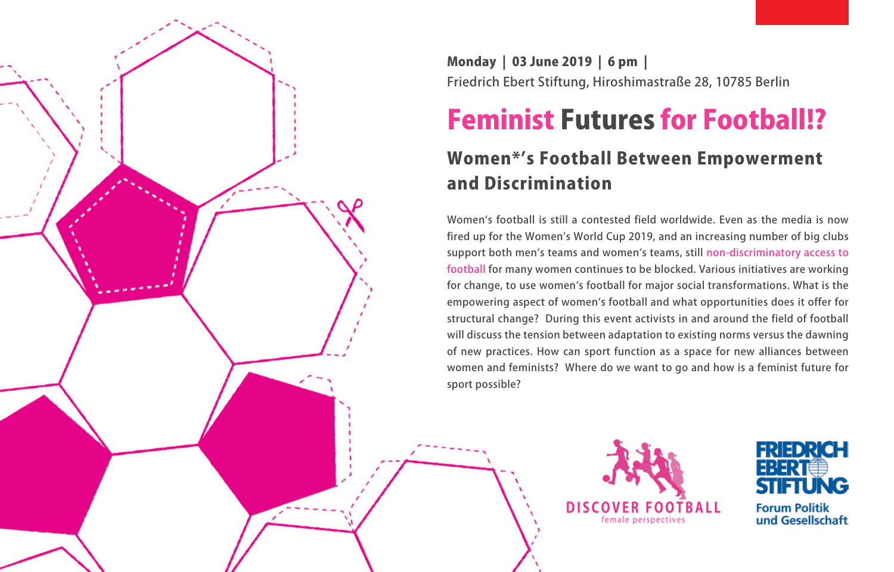**Monday | 03 June 2019 | 6 pm |**
Friedrich Ebert Stiftung, Hiroshimastraße 28, 10785 Berlin

# Feminist Futures for Football!?

## Women*'s Football Between Empowerment and Discrimination

Women's football is still a contested field worldwide. Even as the media is now fired up for the Women's World Cup 2019, and an increasing number of big clubs support both men's teams and women's teams, still non-discriminatory access to football for many women continues to be blocked. Various initiatives are working for change, to use women's football for major social transformations. What is the empowering aspect of women's football and what opportunities does it offer for structural change? During this event activists in and around the field of football will discuss the tension between adaptation to existing norms versus the dawning of new practices. How can sport function as a space for new alliances between women and feminists? Where do we want to go and how is a feminist future for sport possible?

DISCOVER FOOTBALL
female perspectives

FRIEDRICH EBERT STIFTUNG
Forum Politik und Gesellschaft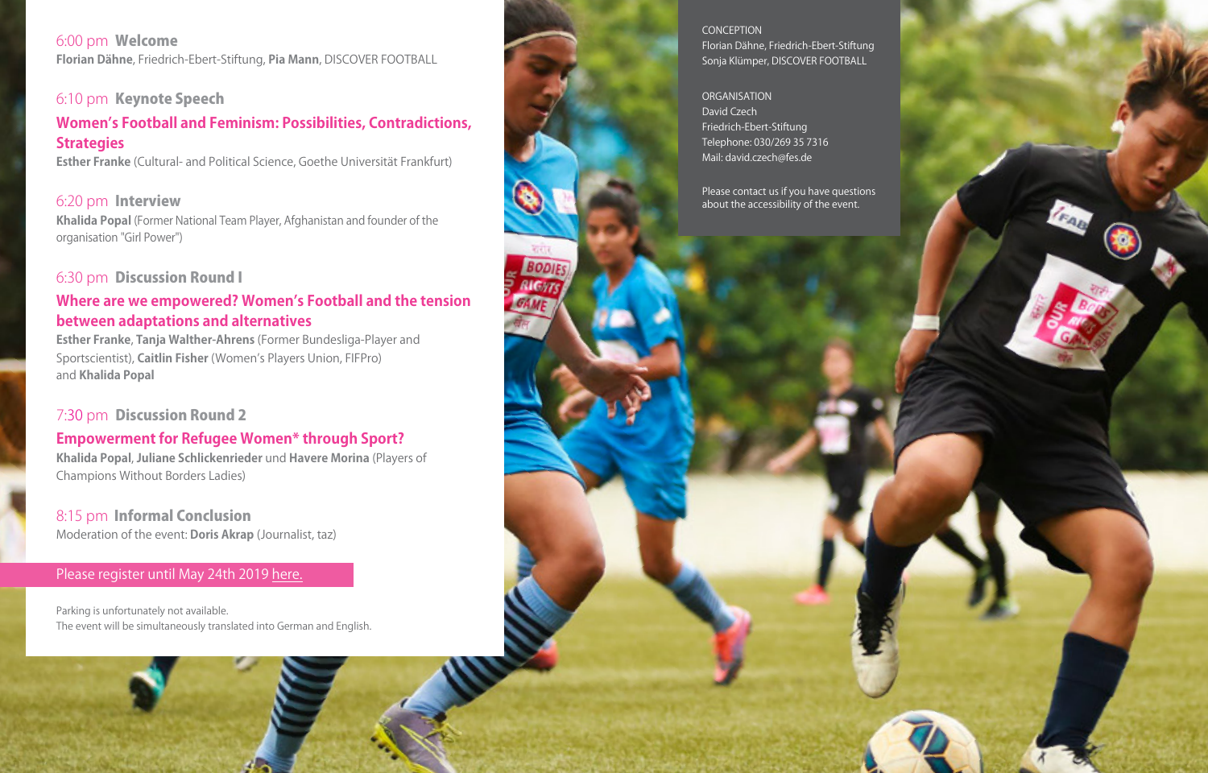## 6:00 pm Welcome

**Florian Dähne**, Friedrich-Ebert-Stiftung, **Pia Mann**, DISCOVER FOOTBALL

## 6:10 pm Keynote Speech

### Women's Football and Feminism: Possibilities, Contradictions, Strategies

**Esther Franke** (Cultural- and Political Science, Goethe Universität Frankfurt)

## 6:20 pm Interview

**Khalida Popal** (Former National Team Player, Afghanistan and founder of the organisation "Girl Power")

## 6:30 pm Discussion Round I

### Where are we empowered? Women's Football and the tension between adaptations and alternatives

**Esther Franke**, **Tanja Walther-Ahrens** (Former Bundesliga-Player and Sportscientist), **Caitlin Fisher** (Women's Players Union, FIFPro) and **Khalida Popal**

## 7:30 pm Discussion Round 2

### Empowerment for Refugee Women* through Sport?

**Khalida Popal**, **Juliane Schlickenrieder** und **Havere Morina** (Players of Champions Without Borders Ladies)

## 8:15 pm Informal Conclusion

Moderation of the event: **Doris Akrap** (Journalist, taz)

Please register until May 24th 2019 here.

Parking is unfortunately not available.
The event will be simultaneously translated into German and English.

CONCEPTION
Florian Dähne, Friedrich-Ebert-Stiftung
Sonja Klümper, DISCOVER FOOTBALL

ORGANISATION
David Czech
Friedrich-Ebert-Stiftung
Telephone: 030/269 35 7316
Mail: david.czech@fes.de

Please contact us if you have questions about the accessibility of the event.